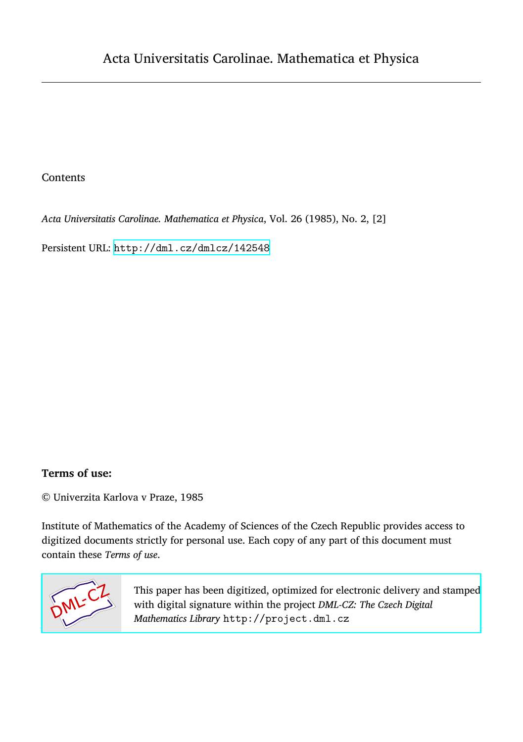# Acta Universitatis Carolinae. Mathematica et Physica

Contents

*Acta Universitatis Carolinae. Mathematica et Physica*, Vol. 26 (1985), No. 2, [2]

Persistent URL: http://dml.cz/dmlcz/142548

**Terms of use:**

© Univerzita Karlova v Praze, 1985

Institute of Mathematics of the Academy of Sciences of the Czech Republic provides access to digitized documents strictly for personal use. Each copy of any part of this document must contain these *Terms of use*.

This paper has been digitized, optimized for electronic delivery and stamped with digital signature within the project *DML-CZ: The Czech Digital Mathematics Library* http://project.dml.cz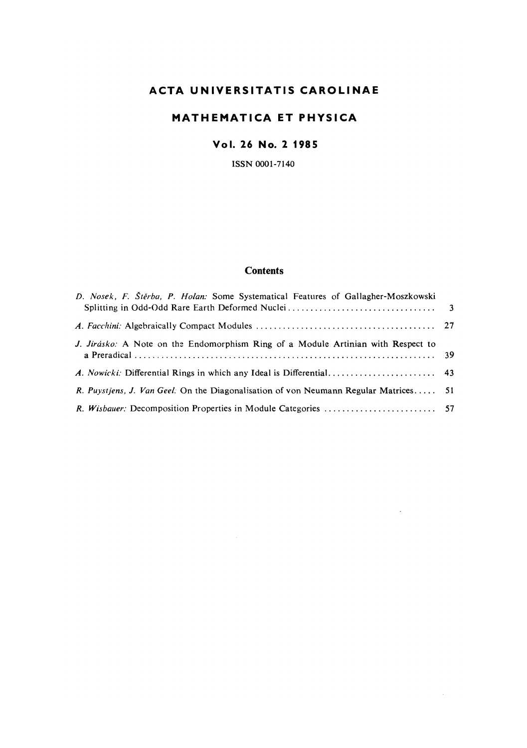# ACTA UNIVERSITATIS CAROLINAE

## MATHEMATICA ET PHYSICA

### Vol. 26 No. 2 1985

ISSN 0001-7140

## Contents

*D. Nosek, F. Štěrba, P. Holan:* Some Systematical Features of Gallagher-Moszkowski Splitting in Odd-Odd Rare Earth Deformed Nuclei .................................. 3

*A. Facchini:* Algebraically Compact Modules .......................................... 27

*J. Jirásko:* A Note on the Endomorphism Ring of a Module Artinian with Respect to a Preradical .................................................................... 39

*A. Nowicki:* Differential Rings in which any Ideal is Differential ........................ 43

*R. Puystjens, J. Van Geel:* On the Diagonalisation of von Neumann Regular Matrices ..... 51

*R. Wisbauer:* Decomposition Properties in Module Categories .......................... 57